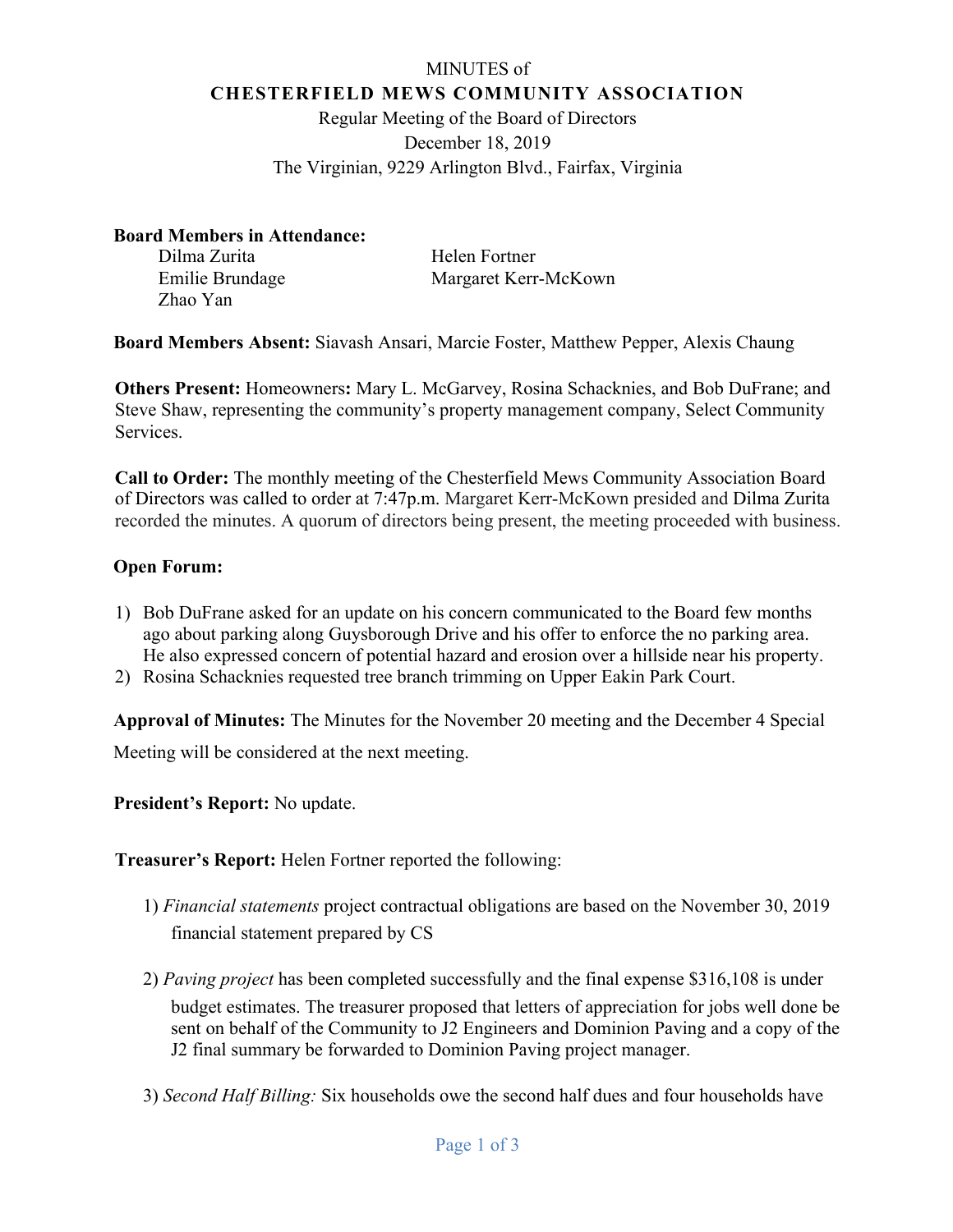MINUTES of

**CHESTERFIELD MEWS COMMUNITY ASSOCIATION**

Regular Meeting of the Board of Directors

December 18, 2019

The Virginian, 9229 Arlington Blvd., Fairfax, Virginia

**Board Members in Attendance:**

Dilma Zurita
Emilie Brundage
Zhao Yan
Helen Fortner
Margaret Kerr-McKown

**Board Members Absent:** Siavash Ansari, Marcie Foster, Matthew Pepper, Alexis Chaung

**Others Present:** Homeowners**:** Mary L. McGarvey, Rosina Schacknies, and Bob DuFrane; and Steve Shaw, representing the community's property management company, Select Community Services.

**Call to Order:** The monthly meeting of the Chesterfield Mews Community Association Board of Directors was called to order at 7:47p.m. Margaret Kerr-McKown presided and Dilma Zurita recorded the minutes. A quorum of directors being present, the meeting proceeded with business.

**Open Forum:**

1) Bob DuFrane asked for an update on his concern communicated to the Board few months ago about parking along Guysborough Drive and his offer to enforce the no parking area. He also expressed concern of potential hazard and erosion over a hillside near his property.
2) Rosina Schacknies requested tree branch trimming on Upper Eakin Park Court.

**Approval of Minutes:** The Minutes for the November 20 meeting and the December 4 Special Meeting will be considered at the next meeting.

**President's Report:** No update.

**Treasurer's Report:** Helen Fortner reported the following:

1) *Financial statements* project contractual obligations are based on the November 30, 2019 financial statement prepared by CS

2) *Paving project* has been completed successfully and the final expense $316,108 is under budget estimates. The treasurer proposed that letters of appreciation for jobs well done be sent on behalf of the Community to J2 Engineers and Dominion Paving and a copy of the J2 final summary be forwarded to Dominion Paving project manager.

3) *Second Half Billing:* Six households owe the second half dues and four households have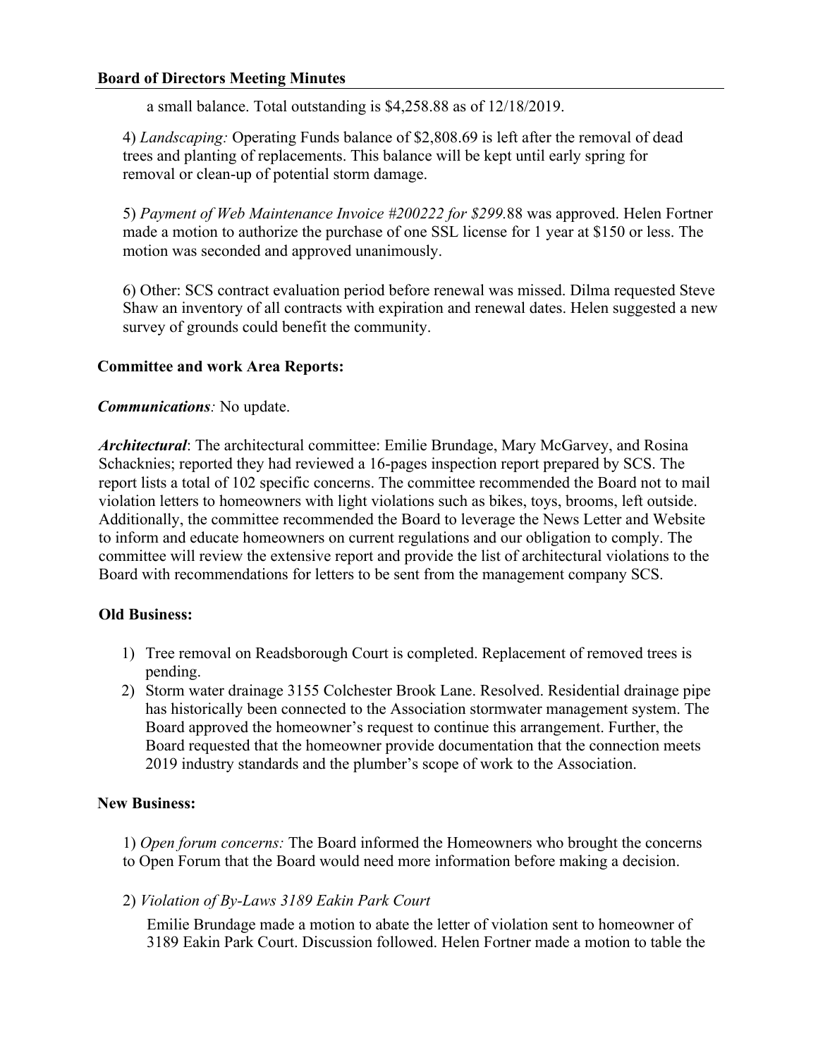a small balance. Total outstanding is $4,258.88 as of 12/18/2019.

4) *Landscaping:* Operating Funds balance of $2,808.69 is left after the removal of dead trees and planting of replacements. This balance will be kept until early spring for removal or clean-up of potential storm damage.

5) *Payment of Web Maintenance Invoice #200222 for $299.*88 was approved. Helen Fortner made a motion to authorize the purchase of one SSL license for 1 year at $150 or less. The motion was seconded and approved unanimously.

6) Other: SCS contract evaluation period before renewal was missed. Dilma requested Steve Shaw an inventory of all contracts with expiration and renewal dates. Helen suggested a new survey of grounds could benefit the community.

**Committee and work Area Reports:**

***Communications**:* No update.

***Architectural***: The architectural committee: Emilie Brundage, Mary McGarvey, and Rosina Schacknies; reported they had reviewed a 16-pages inspection report prepared by SCS. The report lists a total of 102 specific concerns. The committee recommended the Board not to mail violation letters to homeowners with light violations such as bikes, toys, brooms, left outside. Additionally, the committee recommended the Board to leverage the News Letter and Website to inform and educate homeowners on current regulations and our obligation to comply. The committee will review the extensive report and provide the list of architectural violations to the Board with recommendations for letters to be sent from the management company SCS.

**Old Business:**

1) Tree removal on Readsborough Court is completed. Replacement of removed trees is pending.
2) Storm water drainage 3155 Colchester Brook Lane. Resolved. Residential drainage pipe has historically been connected to the Association stormwater management system. The Board approved the homeowner's request to continue this arrangement. Further, the Board requested that the homeowner provide documentation that the connection meets 2019 industry standards and the plumber's scope of work to the Association.

**New Business:**

1) *Open forum concerns:* The Board informed the Homeowners who brought the concerns to Open Forum that the Board would need more information before making a decision.

2) *Violation of By-Laws 3189 Eakin Park Court*

Emilie Brundage made a motion to abate the letter of violation sent to homeowner of 3189 Eakin Park Court. Discussion followed. Helen Fortner made a motion to table the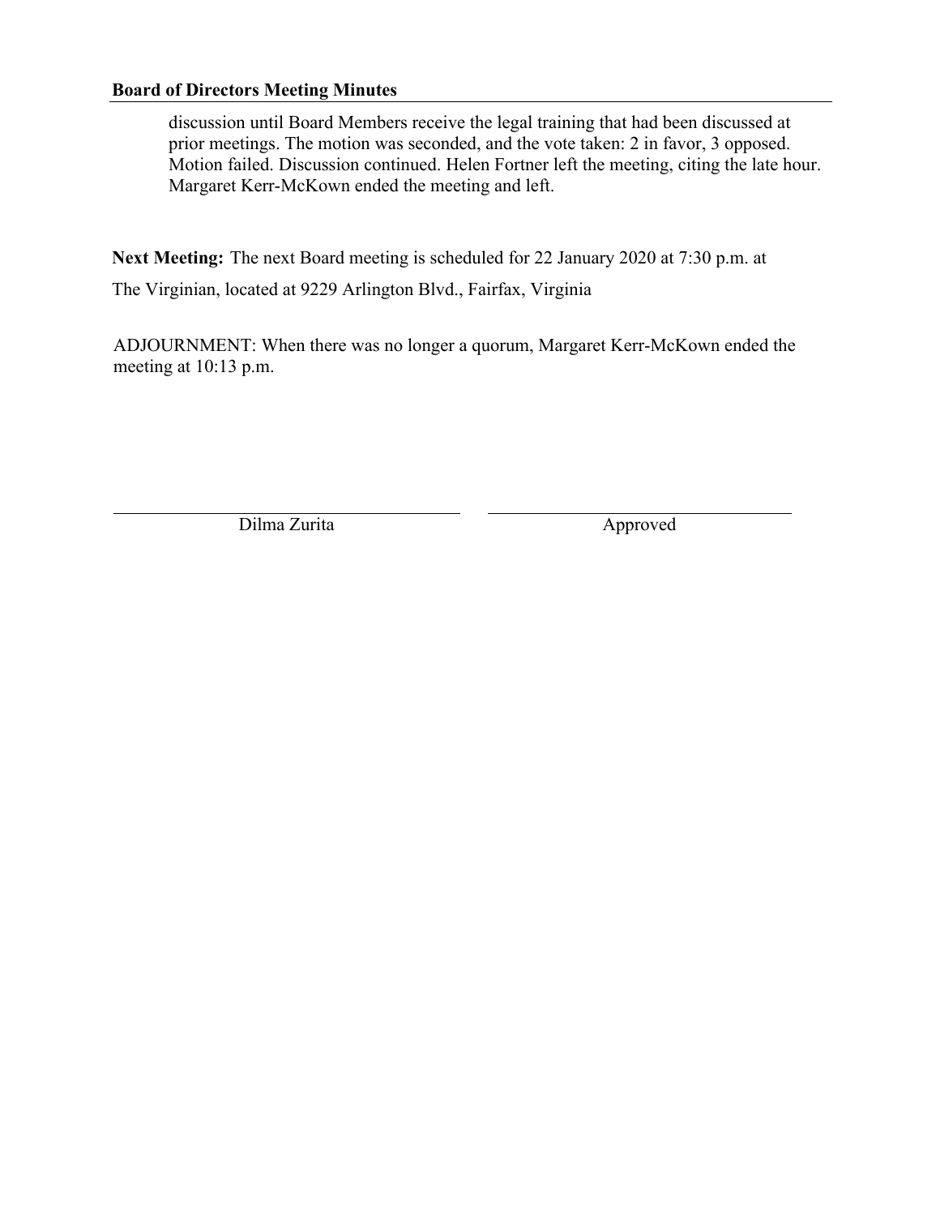discussion until Board Members receive the legal training that had been discussed at prior meetings. The motion was seconded, and the vote taken: 2 in favor, 3 opposed. Motion failed. Discussion continued. Helen Fortner left the meeting, citing the late hour. Margaret Kerr-McKown ended the meeting and left.

**Next Meeting:** The next Board meeting is scheduled for 22 January 2020 at 7:30 p.m. at The Virginian, located at 9229 Arlington Blvd., Fairfax, Virginia

ADJOURNMENT: When there was no longer a quorum, Margaret Kerr-McKown ended the meeting at 10:13 p.m.

\_\_\_\_\_\_\_\_\_\_\_\_\_\_\_\_\_\_\_\_\_\_\_\_\_\_\_\_\_\_\_\_\_\_\_\_
Dilma Zurita

\_\_\_\_\_\_\_\_\_\_\_\_\_\_\_\_\_\_\_\_\_\_\_\_\_\_\_\_\_\_\_\_\_\_\_\_
Approved